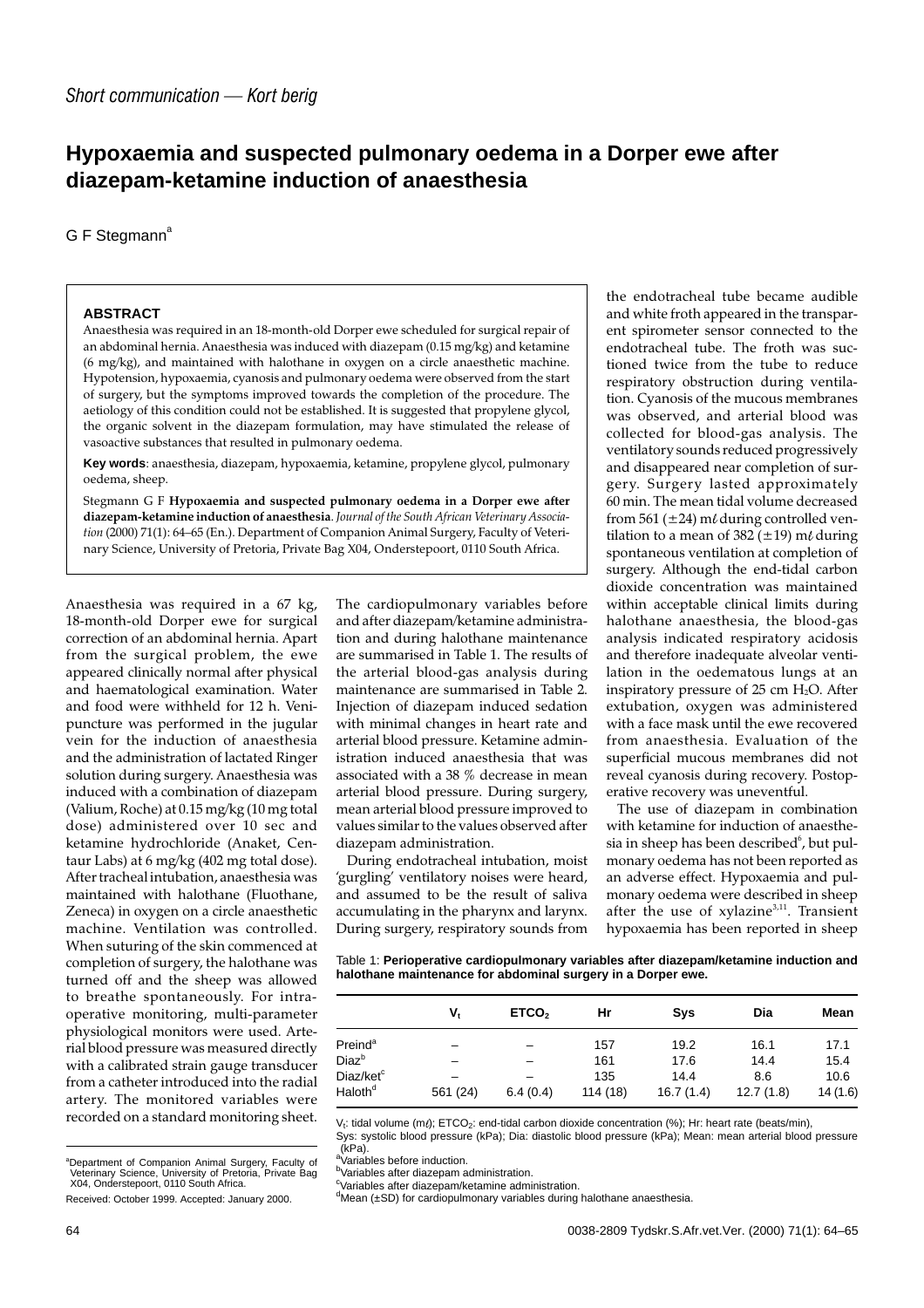*Short communication — Kort berig*

# Hypoxaemia and suspected pulmonary oedema in a Dorper ewe after diazepam-ketamine induction of anaesthesia

G F Stegmann[a]

## ABSTRACT

Anaesthesia was required in an 18-month-old Dorper ewe scheduled for surgical repair of an abdominal hernia. Anaesthesia was induced with diazepam (0.15 mg/kg) and ketamine (6 mg/kg), and maintained with halothane in oxygen on a circle anaesthetic machine. Hypotension, hypoxaemia, cyanosis and pulmonary oedema were observed from the start of surgery, but the symptoms improved towards the completion of the procedure. The aetiology of this condition could not be established. It is suggested that propylene glycol, the organic solvent in the diazepam formulation, may have stimulated the release of vasoactive substances that resulted in pulmonary oedema.

**Key words**: anaesthesia, diazepam, hypoxaemia, ketamine, propylene glycol, pulmonary oedema, sheep.

Stegmann G F **Hypoxaemia and suspected pulmonary oedema in a Dorper ewe after diazepam-ketamine induction of anaesthesia**. *Journal of the South African Veterinary Association* (2000) 71(1): 64–65 (En.). Department of Companion Animal Surgery, Faculty of Veterinary Science, University of Pretoria, Private Bag X04, Onderstepoort, 0110 South Africa.

Anaesthesia was required in a 67 kg, 18-month-old Dorper ewe for surgical correction of an abdominal hernia. Apart from the surgical problem, the ewe appeared clinically normal after physical and haematological examination. Water and food were withheld for 12 h. Venipuncture was performed in the jugular vein for the induction of anaesthesia and the administration of lactated Ringer solution during surgery. Anaesthesia was induced with a combination of diazepam (Valium, Roche) at 0.15 mg/kg (10 mg total dose) administered over 10 sec and ketamine hydrochloride (Anaket, Centaur Labs) at 6 mg/kg (402 mg total dose). After tracheal intubation, anaesthesia was maintained with halothane (Fluothane, Zeneca) in oxygen on a circle anaesthetic machine. Ventilation was controlled. When suturing of the skin commenced at completion of surgery, the halothane was turned off and the sheep was allowed to breathe spontaneously. For intraoperative monitoring, multi-parameter physiological monitors were used. Arterial blood pressure was measured directly with a calibrated strain gauge transducer from a catheter introduced into the radial artery. The monitored variables were recorded on a standard monitoring sheet. The cardiopulmonary variables before and after diazepam/ketamine administration and during halothane maintenance are summarised in Table 1. The results of the arterial blood-gas analysis during maintenance are summarised in Table 2. Injection of diazepam induced sedation with minimal changes in heart rate and arterial blood pressure. Ketamine administration induced anaesthesia that was associated with a 38 % decrease in mean arterial blood pressure. During surgery, mean arterial blood pressure improved to values similar to the values observed after diazepam administration.

During endotracheal intubation, moist 'gurgling' ventilatory noises were heard, and assumed to be the result of saliva accumulating in the pharynx and larynx. During surgery, respiratory sounds from the endotracheal tube became audible and white froth appeared in the transparent spirometer sensor connected to the endotracheal tube. The froth was suctioned twice from the tube to reduce respiratory obstruction during ventilation. Cyanosis of the mucous membranes was observed, and arterial blood was collected for blood-gas analysis. The ventilatory sounds reduced progressively and disappeared near completion of surgery. Surgery lasted approximately 60 min. The mean tidal volume decreased from 561 (±24) mℓ during controlled ventilation to a mean of 382 (±19) mℓ during spontaneous ventilation at completion of surgery. Although the end-tidal carbon dioxide concentration was maintained within acceptable clinical limits during halothane anaesthesia, the blood-gas analysis indicated respiratory acidosis and therefore inadequate alveolar ventilation in the oedematous lungs at an inspiratory pressure of 25 cm $H_2O$. After extubation, oxygen was administered with a face mask until the ewe recovered from anaesthesia. Evaluation of the superficial mucous membranes did not reveal cyanosis during recovery. Postoperative recovery was uneventful.

The use of diazepam in combination with ketamine for induction of anaesthesia in sheep has been described[6], but pulmonary oedema has not been reported as an adverse effect. Hypoxaemia and pulmonary oedema were described in sheep after the use of xylazine[3,11]. Transient hypoxaemia has been reported in sheep

Table 1: **Perioperative cardiopulmonary variables after diazepam/ketamine induction and halothane maintenance for abdominal surgery in a Dorper ewe.**

| | $V_t$ | $ETCO_2$ | Hr | Sys | Dia | Mean |
|---|---|---|---|---|---|---|
| Preind[a] | – | – | 157 | 19.2 | 16.1 | 17.1 |
| Diaz[b] | – | – | 161 | 17.6 | 14.4 | 15.4 |
| Diaz/ket[c] | – | – | 135 | 14.4 | 8.6 | 10.6 |
| Haloth[d] | 561 (24) | 6.4 (0.4) | 114 (18) | 16.7 (1.4) | 12.7 (1.8) | 14 (1.6) |

$V_t$: tidal volume (mℓ); $ETCO_2$: end-tidal carbon dioxide concentration (%); Hr: heart rate (beats/min), Sys: systolic blood pressure (kPa); Dia: diastolic blood pressure (kPa); Mean: mean arterial blood pressure (kPa).
[a]Variables before induction.
[b]Variables after diazepam administration.
[c]Variables after diazepam/ketamine administration.
[d]Mean (±SD) for cardiopulmonary variables during halothane anaesthesia.

[a]Department of Companion Animal Surgery, Faculty of Veterinary Science, University of Pretoria, Private Bag X04, Onderstepoort, 0110 South Africa.

Received: October 1999. Accepted: January 2000.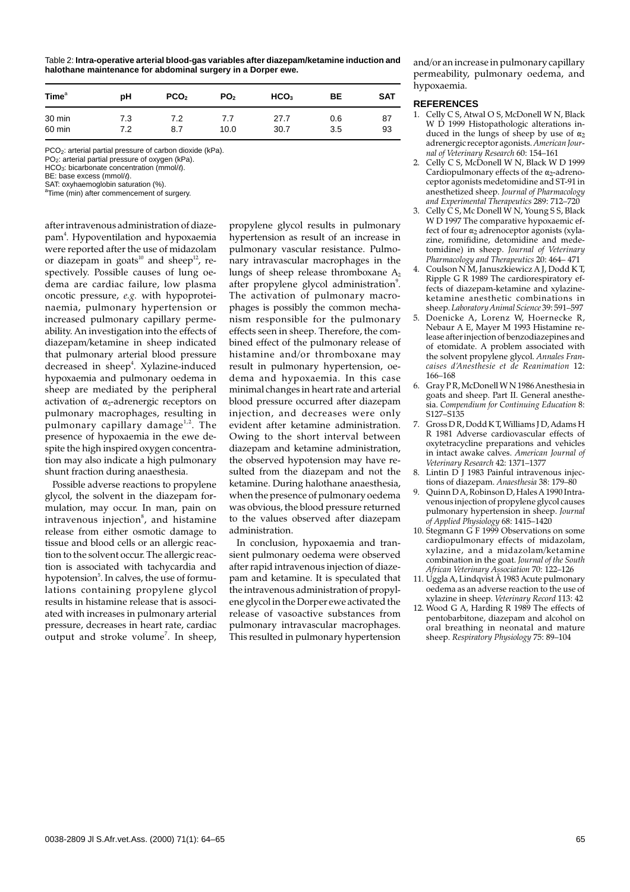Table 2: **Intra-operative arterial blood-gas variables after diazepam/ketamine induction and halothane maintenance for abdominal surgery in a Dorper ewe.**

| Time[a] | pH | $PCO_2$ | $PO_2$ | $HCO_3$ | BE | SAT |
|---|---|---|---|---|---|---|
| 30 min | 7.3 | 7.2 | 7.7 | 27.7 | 0.6 | 87 |
| 60 min | 7.2 | 8.7 | 10.0 | 30.7 | 3.5 | 93 |

$PCO_2$: arterial partial pressure of carbon dioxide (kPa).
$PO_2$: arterial partial pressure of oxygen (kPa).
$HCO_3$: bicarbonate concentration (mmol/ℓ).
BE: base excess (mmol/ℓ).
SAT: oxyhaemoglobin saturation (%).
[a]Time (min) after commencement of surgery.

after intravenous administration of diazepam[4]. Hypoventilation and hypoxaemia were reported after the use of midazolam or diazepam in goats[10] and sheep[12], respectively. Possible causes of lung oedema are cardiac failure, low plasma oncotic pressure, *e.g.* with hypoproteinaemia, pulmonary hypertension or increased pulmonary capillary permeability. An investigation into the effects of diazepam/ketamine in sheep indicated that pulmonary arterial blood pressure decreased in sheep[4]. Xylazine-induced hypoxaemia and pulmonary oedema in sheep are mediated by the peripheral activation of $\alpha_2$-adrenergic receptors on pulmonary macrophages, resulting in pulmonary capillary damage[1,2]. The presence of hypoxaemia in the ewe despite the high inspired oxygen concentration may also indicate a high pulmonary shunt fraction during anaesthesia.

Possible adverse reactions to propylene glycol, the solvent in the diazepam formulation, may occur. In man, pain on intravenous injection[8], and histamine release from either osmotic damage to tissue and blood cells or an allergic reaction to the solvent occur. The allergic reaction is associated with tachycardia and hypotension[5]. In calves, the use of formulations containing propylene glycol results in histamine release that is associated with increases in pulmonary arterial pressure, decreases in heart rate, cardiac output and stroke volume[7]. In sheep, propylene glycol results in pulmonary hypertension as result of an increase in pulmonary vascular resistance. Pulmonary intravascular macrophages in the lungs of sheep release thromboxane $A_2$ after propylene glycol administration[9]. The activation of pulmonary macrophages is possibly the common mechanism responsible for the pulmonary effects seen in sheep. Therefore, the combined effect of the pulmonary release of histamine and/or thromboxane may result in pulmonary hypertension, oedema and hypoxaemia. In this case minimal changes in heart rate and arterial blood pressure occurred after diazepam injection, and decreases were only evident after ketamine administration. Owing to the short interval between diazepam and ketamine administration, the observed hypotension may have resulted from the diazepam and not the ketamine. During halothane anaesthesia, when the presence of pulmonary oedema was obvious, the blood pressure returned to the values observed after diazepam administration.

In conclusion, hypoxaemia and transient pulmonary oedema were observed after rapid intravenous injection of diazepam and ketamine. It is speculated that the intravenous administration of propylene glycol in the Dorper ewe activated the release of vasoactive substances from pulmonary intravascular macrophages. This resulted in pulmonary hypertension and/or an increase in pulmonary capillary permeability, pulmonary oedema, and hypoxaemia.

## REFERENCES

1. Celly C S, Atwal O S, McDonell W N, Black W D 1999 Histopathologic alterations induced in the lungs of sheep by use of $\alpha_2$ adrenergic receptor agonists. *American Journal of Veterinary Research* 60: 154–161
2. Celly C S, McDonell W N, Black W D 1999 Cardiopulmonary effects of the $\alpha_2$-adrenoceptor agonists medetomidine and ST-91 in anesthetized sheep. *Journal of Pharmacology and Experimental Therapeutics* 289: 712–720
3. Celly C S, Mc Donell W N, Young S S, Black W D 1997 The comparative hypoxaemic effect of four $\alpha_2$ adrenoceptor agonists (xylazine, romifidine, detomidine and medetomidine) in sheep. *Journal of Veterinary Pharmacology and Therapeutics* 20: 464– 471
4. Coulson N M, Januszkiewicz A J, Dodd K T, Ripple G R 1989 The cardiorespiratory effects of diazepam-ketamine and xylazine-ketamine anesthetic combinations in sheep. *Laboratory Animal Science* 39: 591–597
5. Doenicke A, Lorenz W, Hoernecke R, Nebaur A E, Mayer M 1993 Histamine release after injection of benzodiazepines and of etomidate. A problem associated with the solvent propylene glycol. *Annales Francaises d'Anesthesie et de Reanimation* 12: 166–168
6. Gray P R, McDonell W N 1986 Anesthesia in goats and sheep. Part II. General anesthesia. *Compendium for Continuing Education* 8: S127–S135
7. Gross D R, Dodd K T, Williams J D, Adams H R 1981 Adverse cardiovascular effects of oxytetracycline preparations and vehicles in intact awake calves. *American Journal of Veterinary Research* 42: 1371–1377
8. Lintin D J 1983 Painful intravenous injections of diazepam. *Anaesthesia* 38: 179–80
9. Quinn D A, Robinson D, Hales A 1990 Intravenous injection of propylene glycol causes pulmonary hypertension in sheep. *Journal of Applied Physiology* 68: 1415–1420
10. Stegmann G F 1999 Observations on some cardiopulmonary effects of midazolam, xylazine, and a midazolam/ketamine combination in the goat. *Journal of the South African Veterinary Association* 70: 122–126
11. Uggla A, Lindqvist Å 1983 Acute pulmonary oedema as an adverse reaction to the use of xylazine in sheep. *Veterinary Record* 113: 42
12. Wood G A, Harding R 1989 The effects of pentobarbitone, diazepam and alcohol on oral breathing in neonatal and mature sheep. *Respiratory Physiology* 75: 89–104